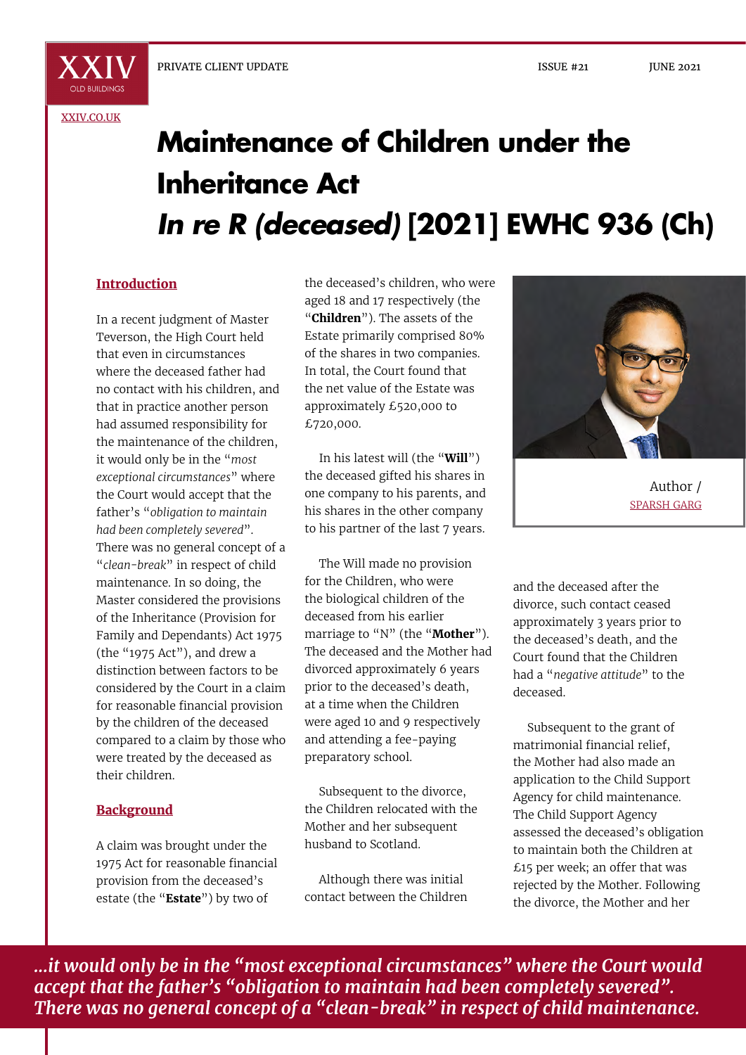# Maintenance of Children under the Inheritance Act

# *In re R (deceased)* [2021] EWHC 936 (Ch)

Author / SPARSH GARG

## Introduction

In a recent judgment of Master Teverson, the High Court held that even in circumstances where the deceased father had no contact with his children, and that in practice another person had assumed responsibility for the maintenance of the children, it would only be in the "*most exceptional circumstances*" where the Court would accept that the father's "*obligation to maintain had been completely severed*". There was no general concept of a "*clean-break*" in respect of child maintenance. In so doing, the Master considered the provisions of the Inheritance (Provision for Family and Dependants) Act 1975 (the "1975 Act"), and drew a distinction between factors to be considered by the Court in a claim for reasonable financial provision by the children of the deceased compared to a claim by those who were treated by the deceased as their children.

## Background

A claim was brought under the 1975 Act for reasonable financial provision from the deceased's estate (the "**Estate**") by two of the deceased's children, who were aged 18 and 17 respectively (the "**Children**"). The assets of the Estate primarily comprised 80% of the shares in two companies. In total, the Court found that the net value of the Estate was approximately £520,000 to £720,000.

In his latest will (the "**Will**") the deceased gifted his shares in one company to his parents, and his shares in the other company to his partner of the last 7 years.

The Will made no provision for the Children, who were the biological children of the deceased from his earlier marriage to "N" (the "**Mother**"). The deceased and the Mother had divorced approximately 6 years prior to the deceased's death, at a time when the Children were aged 10 and 9 respectively and attending a fee-paying preparatory school.

Subsequent to the divorce, the Children relocated with the Mother and her subsequent husband to Scotland.

Although there was initial contact between the Children and the deceased after the divorce, such contact ceased approximately 3 years prior to the deceased's death, and the Court found that the Children had a "*negative attitude*" to the deceased.

Subsequent to the grant of matrimonial financial relief, the Mother had also made an application to the Child Support Agency for child maintenance. The Child Support Agency assessed the deceased's obligation to maintain both the Children at £15 per week; an offer that was rejected by the Mother. Following the divorce, the Mother and her

> *...it would only be in the "most exceptional circumstances" where the Court would accept that the father's "obligation to maintain had been completely severed". There was no general concept of a "clean-break" in respect of child maintenance.*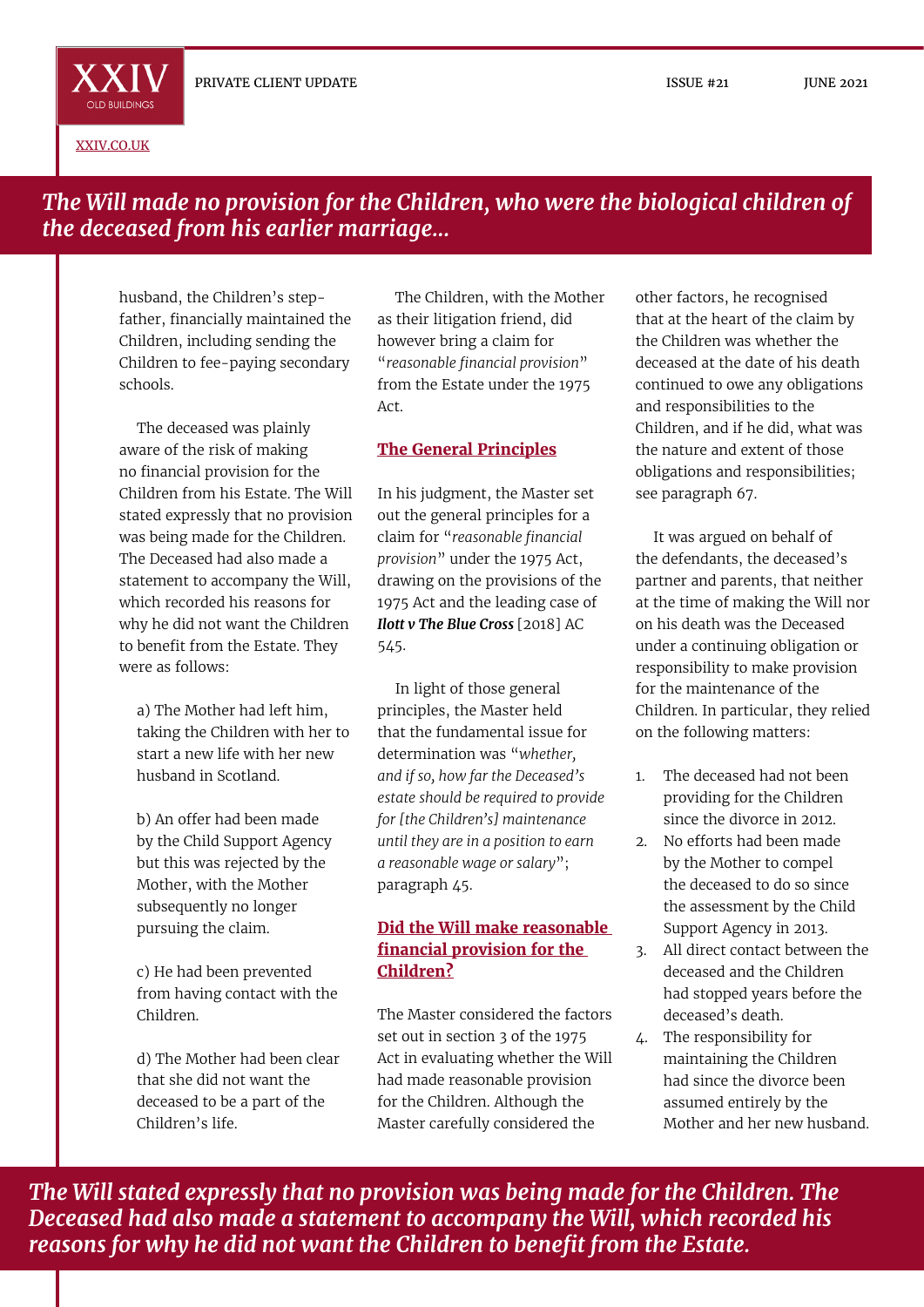*The Will made no provision for the Children, who were the biological children of the deceased from his earlier marriage...*

husband, the Children's step-father, financially maintained the Children, including sending the Children to fee-paying secondary schools.

The deceased was plainly aware of the risk of making no financial provision for the Children from his Estate. The Will stated expressly that no provision was being made for the Children. The Deceased had also made a statement to accompany the Will, which recorded his reasons for why he did not want the Children to benefit from the Estate. They were as follows:

a) The Mother had left him, taking the Children with her to start a new life with her new husband in Scotland.

b) An offer had been made by the Child Support Agency but this was rejected by the Mother, with the Mother subsequently no longer pursuing the claim.

c) He had been prevented from having contact with the Children.

d) The Mother had been clear that she did not want the deceased to be a part of the Children's life.

The Children, with the Mother as their litigation friend, did however bring a claim for "*reasonable financial provision*" from the Estate under the 1975 Act.

## The General Principles

In his judgment, the Master set out the general principles for a claim for "*reasonable financial provision*" under the 1975 Act, drawing on the provisions of the 1975 Act and the leading case of ***Ilott v The Blue Cross*** [2018] AC 545.

In light of those general principles, the Master held that the fundamental issue for determination was "*whether, and if so, how far the Deceased's estate should be required to provide for [the Children's] maintenance until they are in a position to earn a reasonable wage or salary*"; paragraph 45.

## Did the Will make reasonable financial provision for the Children?

The Master considered the factors set out in section 3 of the 1975 Act in evaluating whether the Will had made reasonable provision for the Children. Although the Master carefully considered the other factors, he recognised that at the heart of the claim by the Children was whether the deceased at the date of his death continued to owe any obligations and responsibilities to the Children, and if he did, what was the nature and extent of those obligations and responsibilities; see paragraph 67.

It was argued on behalf of the defendants, the deceased's partner and parents, that neither at the time of making the Will nor on his death was the Deceased under a continuing obligation or responsibility to make provision for the maintenance of the Children. In particular, they relied on the following matters:

1. The deceased had not been providing for the Children since the divorce in 2012.
2. No efforts had been made by the Mother to compel the deceased to do so since the assessment by the Child Support Agency in 2013.
3. All direct contact between the deceased and the Children had stopped years before the deceased's death.
4. The responsibility for maintaining the Children had since the divorce been assumed entirely by the Mother and her new husband.

*The Will stated expressly that no provision was being made for the Children. The Deceased had also made a statement to accompany the Will, which recorded his reasons for why he did not want the Children to benefit from the Estate.*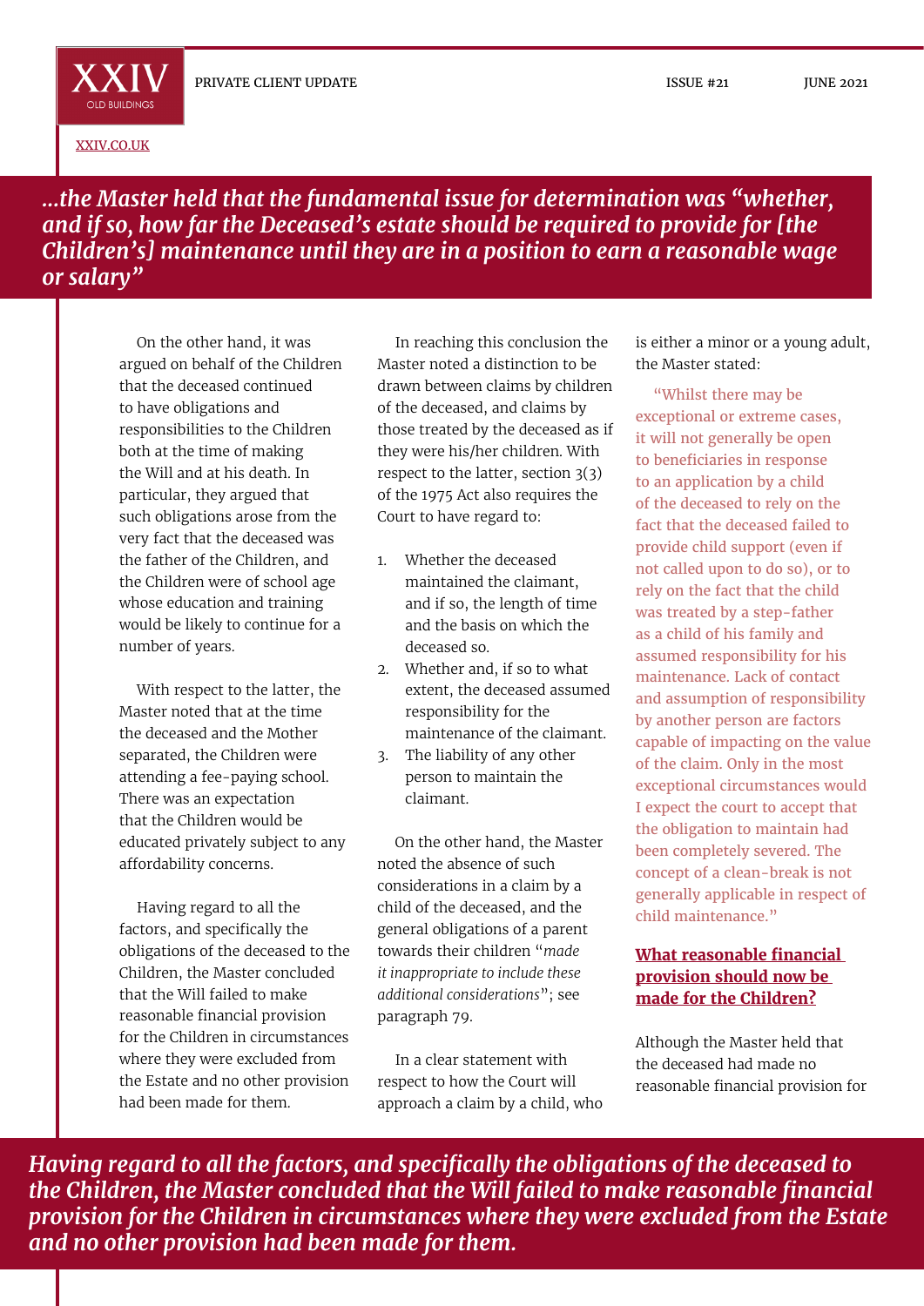> *...the Master held that the fundamental issue for determination was "whether, and if so, how far the Deceased's estate should be required to provide for [the Children's] maintenance until they are in a position to earn a reasonable wage or salary"*

On the other hand, it was argued on behalf of the Children that the deceased continued to have obligations and responsibilities to the Children both at the time of making the Will and at his death. In particular, they argued that such obligations arose from the very fact that the deceased was the father of the Children, and the Children were of school age whose education and training would be likely to continue for a number of years.

With respect to the latter, the Master noted that at the time the deceased and the Mother separated, the Children were attending a fee-paying school. There was an expectation that the Children would be educated privately subject to any affordability concerns.

Having regard to all the factors, and specifically the obligations of the deceased to the Children, the Master concluded that the Will failed to make reasonable financial provision for the Children in circumstances where they were excluded from the Estate and no other provision had been made for them.

In reaching this conclusion the Master noted a distinction to be drawn between claims by children of the deceased, and claims by those treated by the deceased as if they were his/her children. With respect to the latter, section 3(3) of the 1975 Act also requires the Court to have regard to:

1. Whether the deceased maintained the claimant, and if so, the length of time and the basis on which the deceased so.
2. Whether and, if so to what extent, the deceased assumed responsibility for the maintenance of the claimant.
3. The liability of any other person to maintain the claimant.

On the other hand, the Master noted the absence of such considerations in a claim by a child of the deceased, and the general obligations of a parent towards their children "*made it inappropriate to include these additional considerations*"; see paragraph 79.

In a clear statement with respect to how the Court will approach a claim by a child, who is either a minor or a young adult, the Master stated:

> "Whilst there may be exceptional or extreme cases, it will not generally be open to beneficiaries in response to an application by a child of the deceased to rely on the fact that the deceased failed to provide child support (even if not called upon to do so), or to rely on the fact that the child was treated by a step-father as a child of his family and assumed responsibility for his maintenance. Lack of contact and assumption of responsibility by another person are factors capable of impacting on the value of the claim. Only in the most exceptional circumstances would I expect the court to accept that the obligation to maintain had been completely severed. The concept of a clean-break is not generally applicable in respect of child maintenance."

## What reasonable financial provision should now be made for the Children?

Although the Master held that the deceased had made no reasonable financial provision for

> *Having regard to all the factors, and specifically the obligations of the deceased to the Children, the Master concluded that the Will failed to make reasonable financial provision for the Children in circumstances where they were excluded from the Estate and no other provision had been made for them.*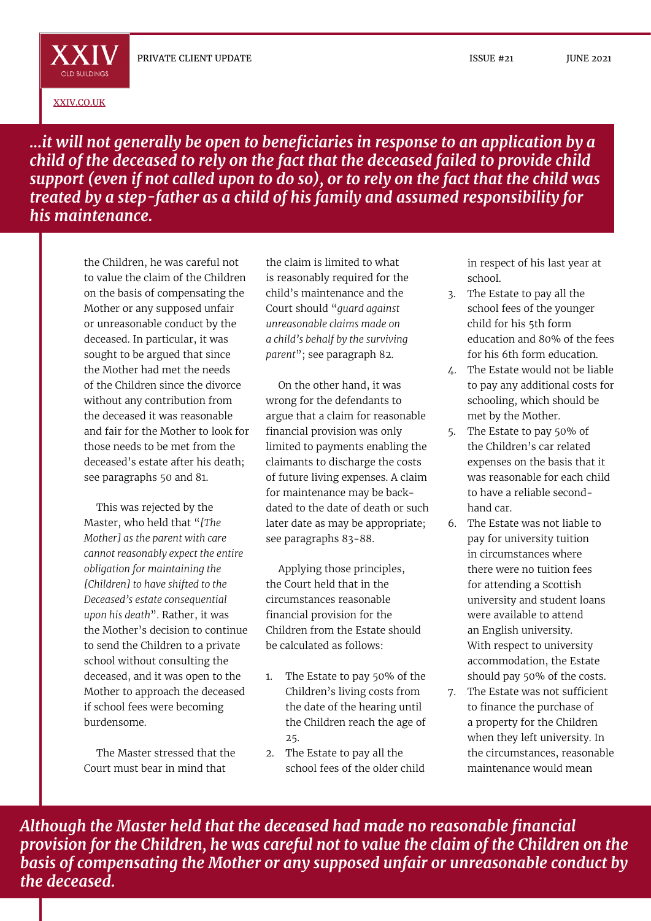***...it will not generally be open to beneficiaries in response to an application by a child of the deceased to rely on the fact that the deceased failed to provide child support (even if not called upon to do so), or to rely on the fact that the child was treated by a step-father as a child of his family and assumed responsibility for his maintenance.***

the Children, he was careful not to value the claim of the Children on the basis of compensating the Mother or any supposed unfair or unreasonable conduct by the deceased. In particular, it was sought to be argued that since the Mother had met the needs of the Children since the divorce without any contribution from the deceased it was reasonable and fair for the Mother to look for those needs to be met from the deceased's estate after his death; see paragraphs 50 and 81.

This was rejected by the Master, who held that "*[The Mother] as the parent with care cannot reasonably expect the entire obligation for maintaining the [Children] to have shifted to the Deceased's estate consequential upon his death*". Rather, it was the Mother's decision to continue to send the Children to a private school without consulting the deceased, and it was open to the Mother to approach the deceased if school fees were becoming burdensome.

The Master stressed that the Court must bear in mind that the claim is limited to what is reasonably required for the child's maintenance and the Court should "*guard against unreasonable claims made on a child's behalf by the surviving parent*"; see paragraph 82.

On the other hand, it was wrong for the defendants to argue that a claim for reasonable financial provision was only limited to payments enabling the claimants to discharge the costs of future living expenses. A claim for maintenance may be back-dated to the date of death or such later date as may be appropriate; see paragraphs 83-88.

Applying those principles, the Court held that in the circumstances reasonable financial provision for the Children from the Estate should be calculated as follows:

1. The Estate to pay 50% of the Children's living costs from the date of the hearing until the Children reach the age of 25.
2. The Estate to pay all the school fees of the older child in respect of his last year at school.
3. The Estate to pay all the school fees of the younger child for his 5th form education and 80% of the fees for his 6th form education.
4. The Estate would not be liable to pay any additional costs for schooling, which should be met by the Mother.
5. The Estate to pay 50% of the Children's car related expenses on the basis that it was reasonable for each child to have a reliable second-hand car.
6. The Estate was not liable to pay for university tuition in circumstances where there were no tuition fees for attending a Scottish university and student loans were available to attend an English university. With respect to university accommodation, the Estate should pay 50% of the costs.
7. The Estate was not sufficient to finance the purchase of a property for the Children when they left university. In the circumstances, reasonable maintenance would mean

***Although the Master held that the deceased had made no reasonable financial provision for the Children, he was careful not to value the claim of the Children on the basis of compensating the Mother or any supposed unfair or unreasonable conduct by the deceased.***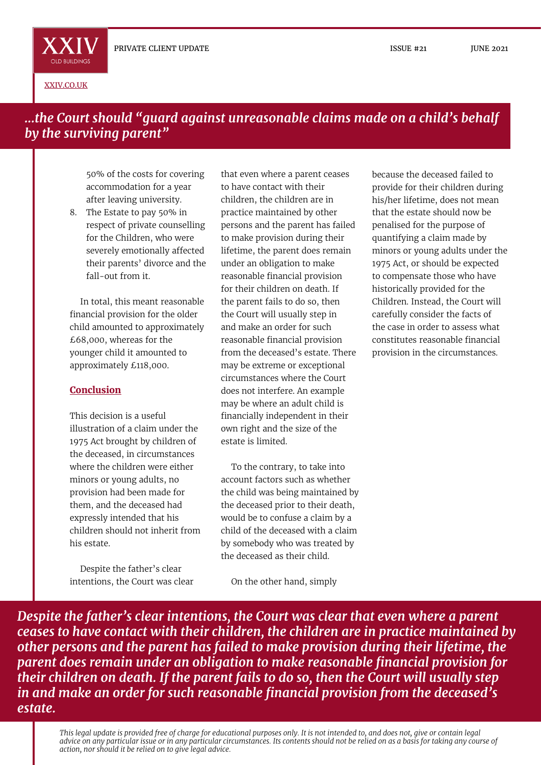*…the Court should "guard against unreasonable claims made on a child's behalf by the surviving parent"*

50% of the costs for covering accommodation for a year after leaving university.

8. The Estate to pay 50% in respect of private counselling for the Children, who were severely emotionally affected their parents' divorce and the fall-out from it.

In total, this meant reasonable financial provision for the older child amounted to approximately £68,000, whereas for the younger child it amounted to approximately £118,000.

## Conclusion

This decision is a useful illustration of a claim under the 1975 Act brought by children of the deceased, in circumstances where the children were either minors or young adults, no provision had been made for them, and the deceased had expressly intended that his children should not inherit from his estate.

Despite the father's clear intentions, the Court was clear that even where a parent ceases to have contact with their children, the children are in practice maintained by other persons and the parent has failed to make provision during their lifetime, the parent does remain under an obligation to make reasonable financial provision for their children on death. If the parent fails to do so, then the Court will usually step in and make an order for such reasonable financial provision from the deceased's estate. There may be extreme or exceptional circumstances where the Court does not interfere. An example may be where an adult child is financially independent in their own right and the size of the estate is limited.

To the contrary, to take into account factors such as whether the child was being maintained by the deceased prior to their death, would be to confuse a claim by a child of the deceased with a claim by somebody who was treated by the deceased as their child.

On the other hand, simply because the deceased failed to provide for their children during his/her lifetime, does not mean that the estate should now be penalised for the purpose of quantifying a claim made by minors or young adults under the 1975 Act, or should be expected to compensate those who have historically provided for the Children. Instead, the Court will carefully consider the facts of the case in order to assess what constitutes reasonable financial provision in the circumstances.

***Despite the father's clear intentions, the Court was clear that even where a parent ceases to have contact with their children, the children are in practice maintained by other persons and the parent has failed to make provision during their lifetime, the parent does remain under an obligation to make reasonable financial provision for their children on death. If the parent fails to do so, then the Court will usually step in and make an order for such reasonable financial provision from the deceased's estate.***

*This legal update is provided free of charge for educational purposes only. It is not intended to, and does not, give or contain legal advice on any particular issue or in any particular circumstances. Its contents should not be relied on as a basis for taking any course of action, nor should it be relied on to give legal advice.*